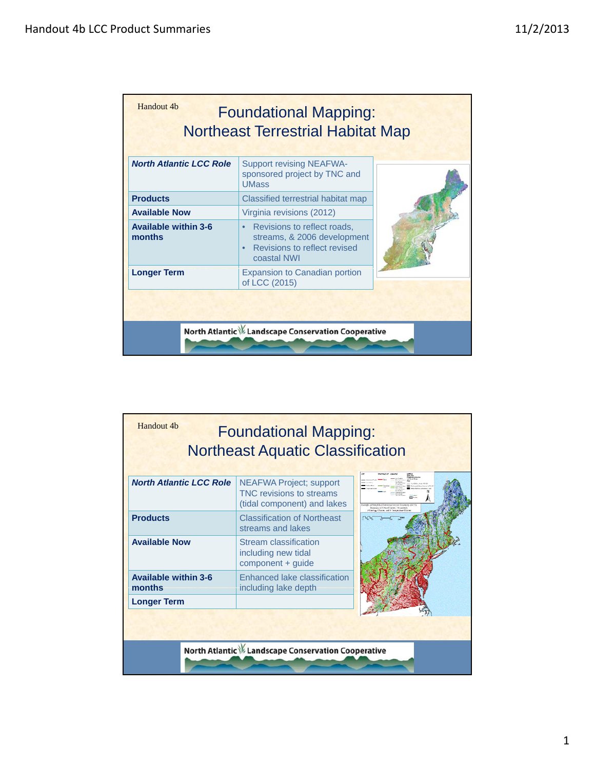Handout 4b

# Foundational Mapping: Northeast Terrestrial Habitat Map

| | |
|---|---|
| ***North Atlantic LCC Role*** | Support revising NEAFWA-sponsored project by TNC and UMass |
| **Products** | Classified terrestrial habitat map |
| **Available Now** | Virginia revisions (2012) |
| **Available within 3-6 months** | • Revisions to reflect roads, streams, & 2006 development<br>• Revisions to reflect revised coastal NWI |
| **Longer Term** | Expansion to Canadian portion of LCC (2015) |

North Atlantic Landscape Conservation Cooperative

Handout 4b

# Foundational Mapping: Northeast Aquatic Classification

| | |
|---|---|
| ***North Atlantic LCC Role*** | NEAFWA Project; support TNC revisions to streams (tidal component) and lakes |
| **Products** | Classification of Northeast streams and lakes |
| **Available Now** | Stream classification including new tidal component + guide |
| **Available within 3-6 months** | Enhanced lake classification including lake depth |
| **Longer Term** | |

North Atlantic Landscape Conservation Cooperative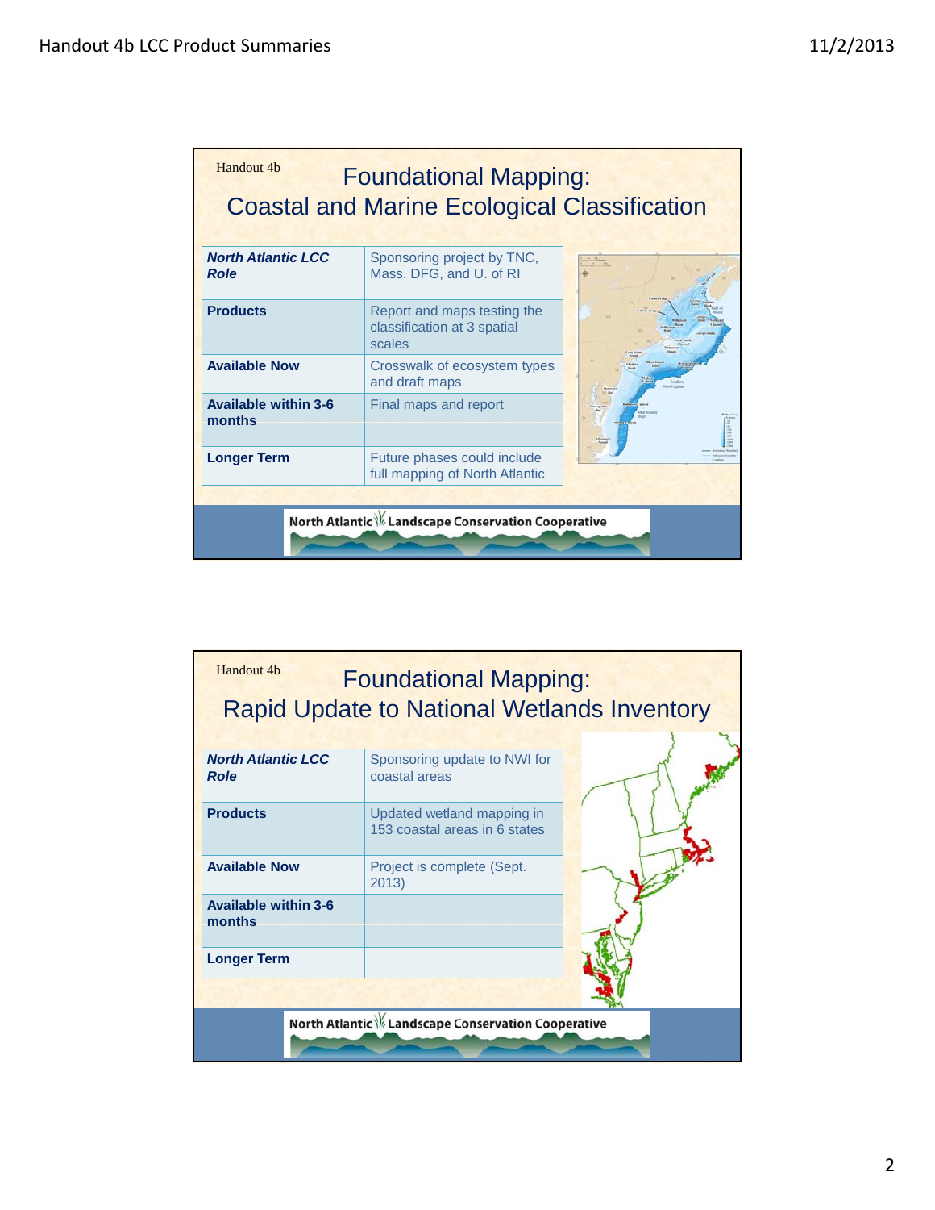Handout 4b

# Foundational Mapping: Coastal and Marine Ecological Classification

| | |
|---|---|
| ***North Atlantic LCC Role*** | Sponsoring project by TNC, Mass. DFG, and U. of RI |
| **Products** | Report and maps testing the classification at 3 spatial scales |
| **Available Now** | Crosswalk of ecosystem types and draft maps |
| **Available within 3-6 months** | Final maps and report |
| **Longer Term** | Future phases could include full mapping of North Atlantic |

North Atlantic Landscape Conservation Cooperative

Handout 4b

# Foundational Mapping: Rapid Update to National Wetlands Inventory

| | |
|---|---|
| ***North Atlantic LCC Role*** | Sponsoring update to NWI for coastal areas |
| **Products** | Updated wetland mapping in 153 coastal areas in 6 states |
| **Available Now** | Project is complete (Sept. 2013) |
| **Available within 3-6 months** | |
| **Longer Term** | |

North Atlantic Landscape Conservation Cooperative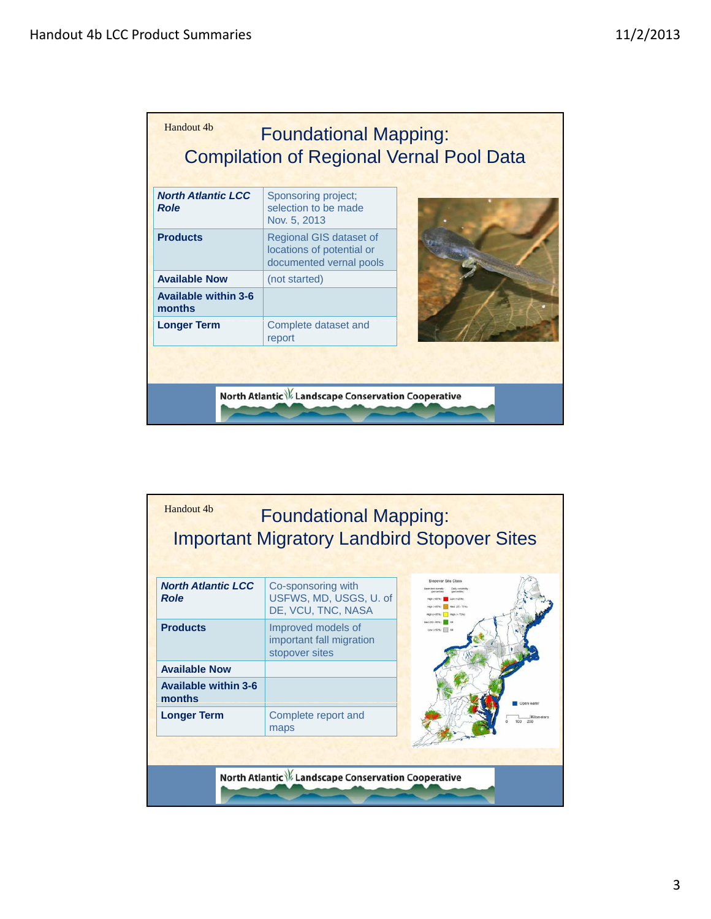Handout 4b

## Foundational Mapping: Compilation of Regional Vernal Pool Data

| | |
|---|---|
| ***North Atlantic LCC Role*** | Sponsoring project; selection to be made Nov. 5, 2013 |
| **Products** | Regional GIS dataset of locations of potential or documented vernal pools |
| **Available Now** | (not started) |
| **Available within 3-6 months** | |
| **Longer Term** | Complete dataset and report |

North Atlantic Landscape Conservation Cooperative

Handout 4b

## Foundational Mapping: Important Migratory Landbird Stopover Sites

| | |
|---|---|
| ***North Atlantic LCC Role*** | Co-sponsoring with USFWS, MD, USGS, U. of DE, VCU, TNC, NASA |
| **Products** | Improved models of important fall migration stopover sites |
| **Available Now** | |
| **Available within 3-6 months** | |
| **Longer Term** | Complete report and maps |

North Atlantic Landscape Conservation Cooperative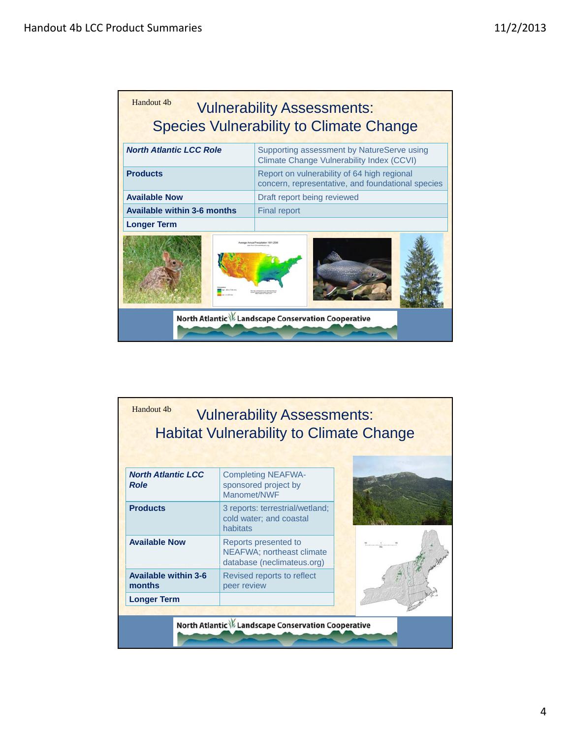Handout 4b

## Vulnerability Assessments: Species Vulnerability to Climate Change

| | |
|---|---|
| ***North Atlantic LCC Role*** | Supporting assessment by NatureServe using Climate Change Vulnerability Index (CCVI) |
| **Products** | Report on vulnerability of 64 high regional concern, representative, and foundational species |
| **Available Now** | Draft report being reviewed |
| **Available within 3-6 months** | Final report |
| **Longer Term** | |

North Atlantic Landscape Conservation Cooperative

Handout 4b

## Vulnerability Assessments: Habitat Vulnerability to Climate Change

| | |
|---|---|
| ***North Atlantic LCC Role*** | Completing NEAFWA-sponsored project by Manomet/NWF |
| **Products** | 3 reports: terrestrial/wetland; cold water; and coastal habitats |
| **Available Now** | Reports presented to NEAFWA; northeast climate database (neclimateus.org) |
| **Available within 3-6 months** | Revised reports to reflect peer review |
| **Longer Term** | |

North Atlantic Landscape Conservation Cooperative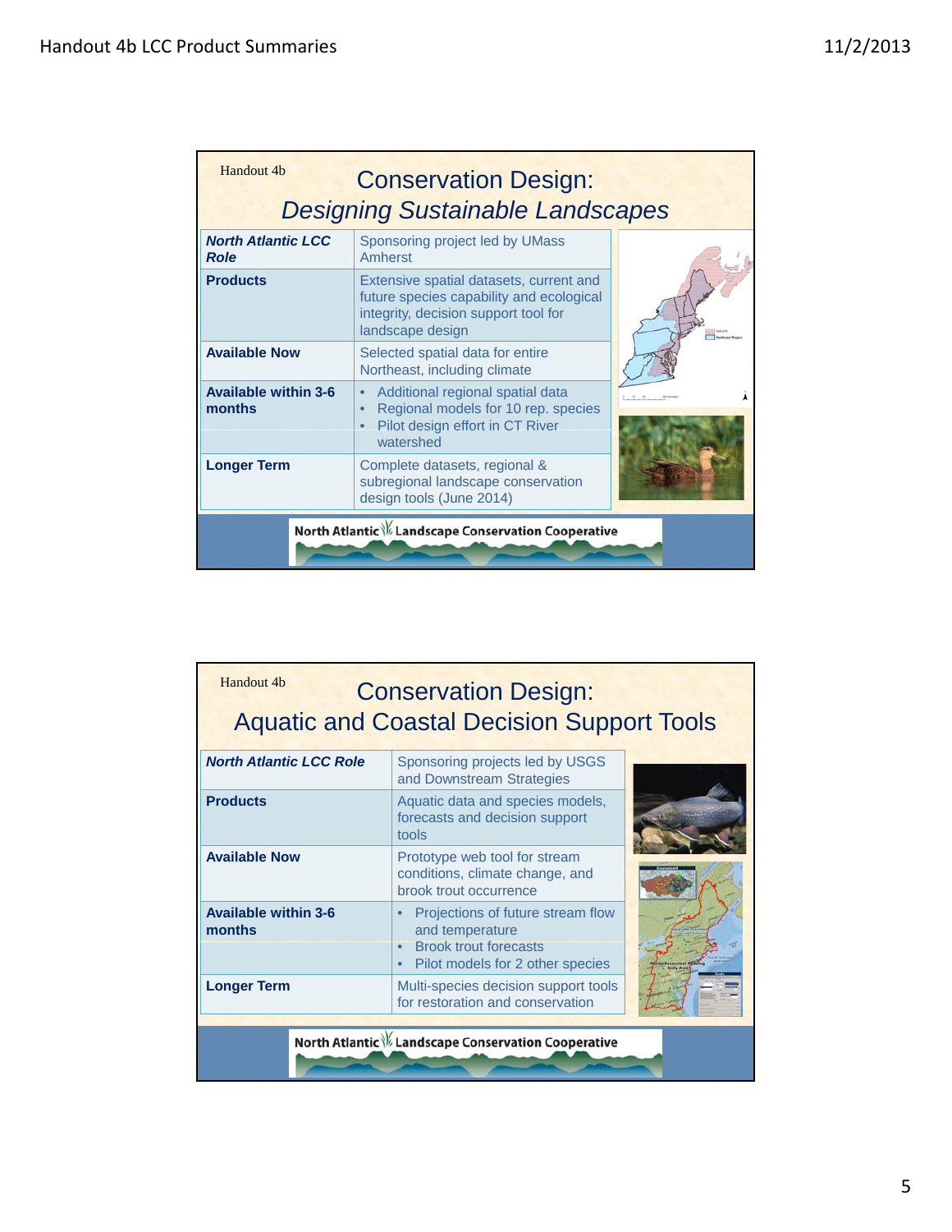Handout 4b

# Conservation Design: *Designing Sustainable Landscapes*

| | |
|---|---|
| ***North Atlantic LCC Role*** | Sponsoring project led by UMass Amherst |
| **Products** | Extensive spatial datasets, current and future species capability and ecological integrity, decision support tool for landscape design |
| **Available Now** | Selected spatial data for entire Northeast, including climate |
| **Available within 3-6 months** | • Additional regional spatial data<br>• Regional models for 10 rep. species<br>• Pilot design effort in CT River watershed |
| **Longer Term** | Complete datasets, regional & subregional landscape conservation design tools (June 2014) |

North Atlantic Landscape Conservation Cooperative

Handout 4b

# Conservation Design: Aquatic and Coastal Decision Support Tools

| | |
|---|---|
| ***North Atlantic LCC Role*** | Sponsoring projects led by USGS and Downstream Strategies |
| **Products** | Aquatic data and species models, forecasts and decision support tools |
| **Available Now** | Prototype web tool for stream conditions, climate change, and brook trout occurrence |
| **Available within 3-6 months** | • Projections of future stream flow and temperature<br>• Brook trout forecasts<br>• Pilot models for 2 other species |
| **Longer Term** | Multi-species decision support tools for restoration and conservation |

North Atlantic Landscape Conservation Cooperative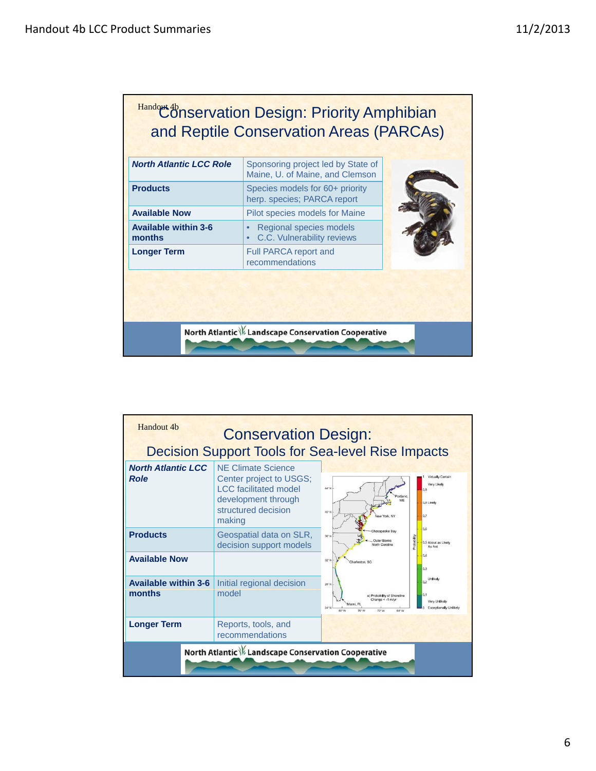Handout 4b

## Conservation Design: Priority Amphibian and Reptile Conservation Areas (PARCAs)

| ***North Atlantic LCC Role*** | Sponsoring project led by State of Maine, U. of Maine, and Clemson |
|---|---|
| **Products** | Species models for 60+ priority herp. species; PARCA report |
| **Available Now** | Pilot species models for Maine |
| **Available within 3-6 months** | • Regional species models<br>• C.C. Vulnerability reviews |
| **Longer Term** | Full PARCA report and recommendations |

North Atlantic Landscape Conservation Cooperative

Handout 4b

## Conservation Design: Decision Support Tools for Sea-level Rise Impacts

| ***North Atlantic LCC Role*** | NE Climate Science Center project to USGS; LCC facilitated model development through structured decision making |
|---|---|
| **Products** | Geospatial data on SLR, decision support models |
| **Available Now** | |
| **Available within 3-6 months** | Initial regional decision model |
| **Longer Term** | Reports, tools, and recommendations |

North Atlantic Landscape Conservation Cooperative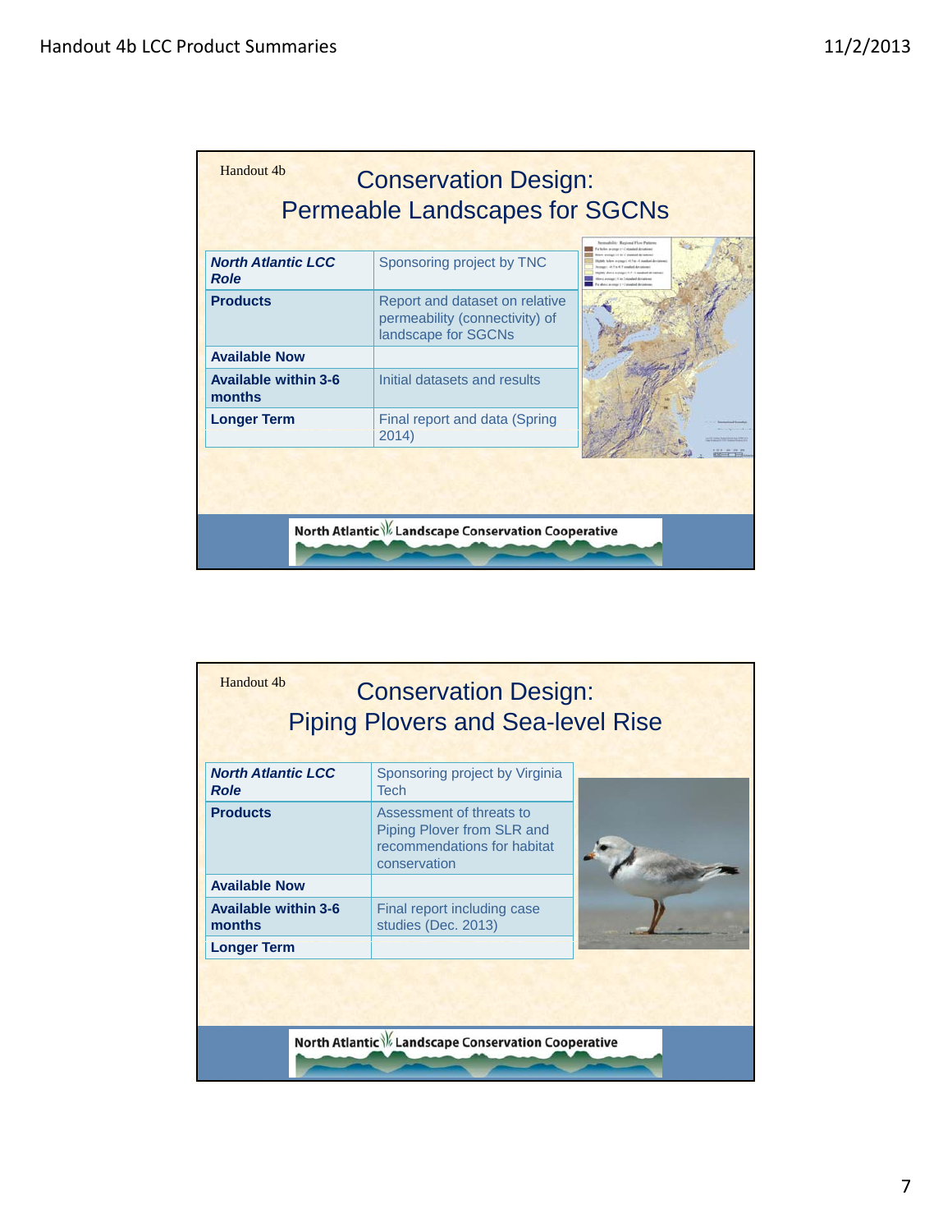Handout 4b

# Conservation Design: Permeable Landscapes for SGCNs

| ***North Atlantic LCC Role*** | Sponsoring project by TNC |
|---|---|
| **Products** | Report and dataset on relative permeability (connectivity) of landscape for SGCNs |
| **Available Now** | |
| **Available within 3-6 months** | Initial datasets and results |
| **Longer Term** | Final report and data (Spring 2014) |

North Atlantic Landscape Conservation Cooperative

Handout 4b

# Conservation Design: Piping Plovers and Sea-level Rise

| ***North Atlantic LCC Role*** | Sponsoring project by Virginia Tech |
|---|---|
| **Products** | Assessment of threats to Piping Plover from SLR and recommendations for habitat conservation |
| **Available Now** | |
| **Available within 3-6 months** | Final report including case studies (Dec. 2013) |
| **Longer Term** | |

North Atlantic Landscape Conservation Cooperative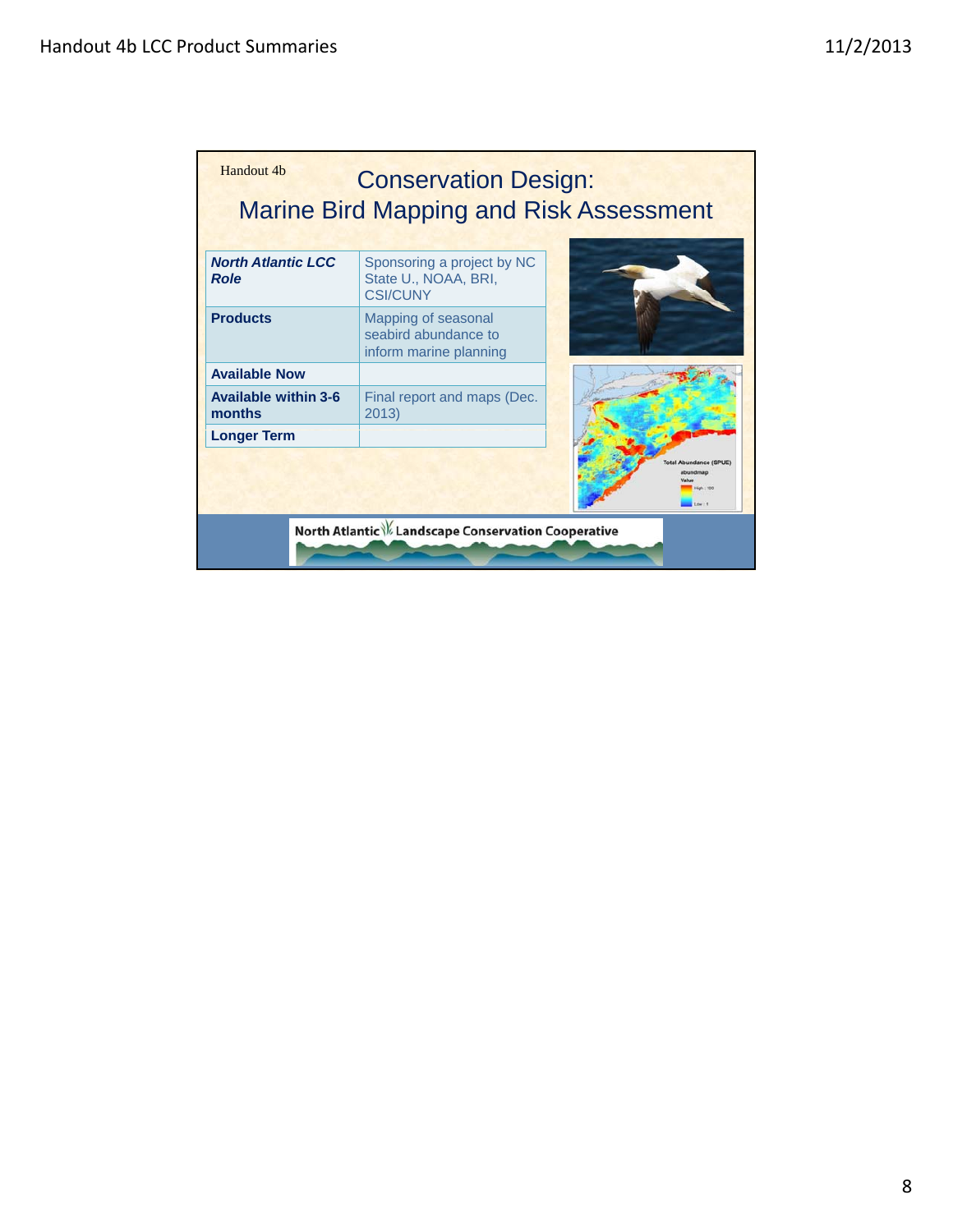Handout 4b

# Conservation Design: Marine Bird Mapping and Risk Assessment

| | |
|---|---|
| ***North Atlantic LCC Role*** | Sponsoring a project by NC State U., NOAA, BRI, CSI/CUNY |
| **Products** | Mapping of seasonal seabird abundance to inform marine planning |
| **Available Now** | |
| **Available within 3-6 months** | Final report and maps (Dec. 2013) |
| **Longer Term** | |

Total Abundance (SPUE)
abundmap
Value
High : 100
Low : 1

North Atlantic Landscape Conservation Cooperative